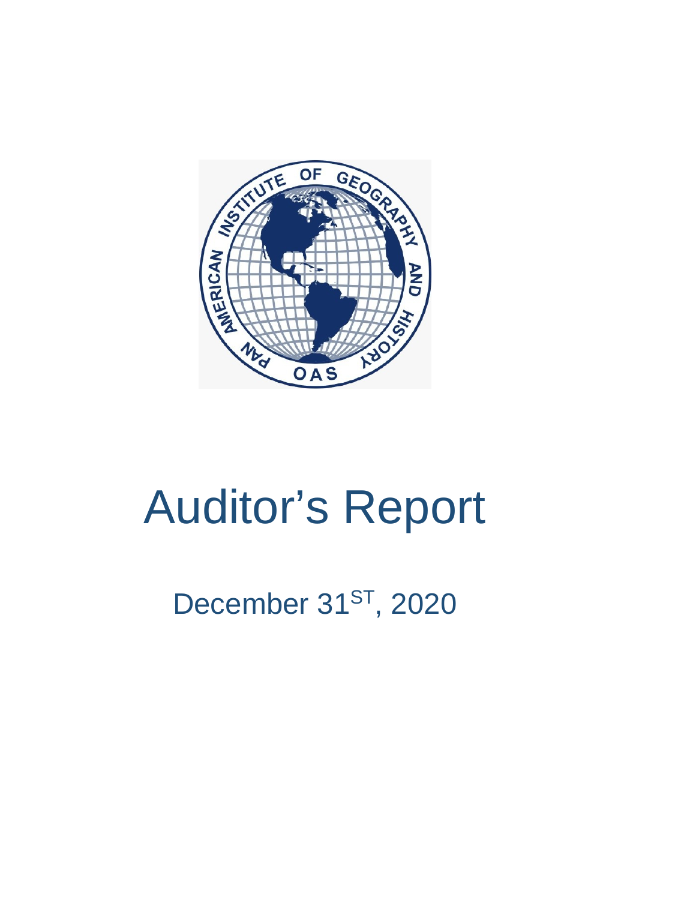# Auditor's Report

December 31$^{ST}$, 2020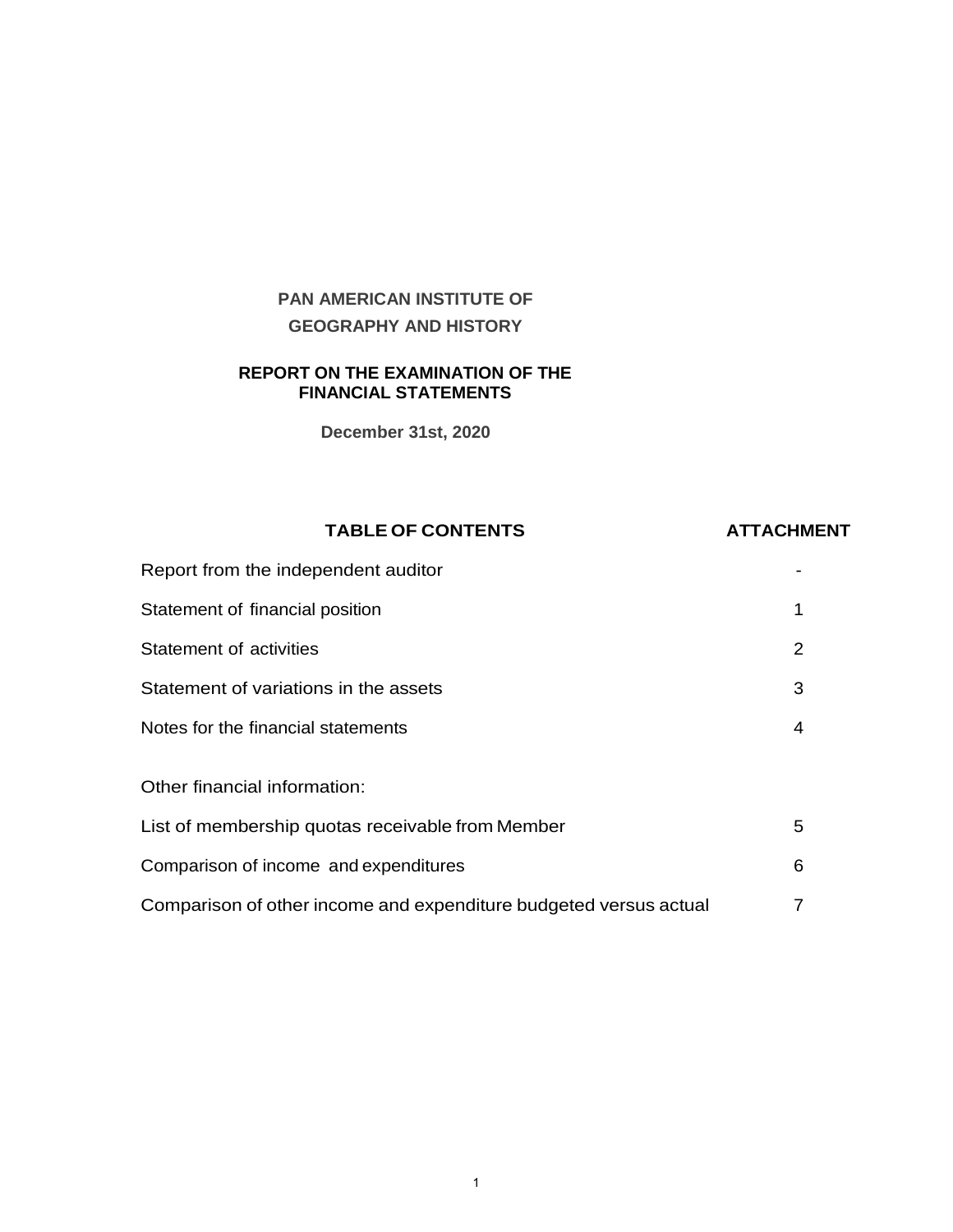**PAN AMERICAN INSTITUTE OF GEOGRAPHY AND HISTORY**

**REPORT ON THE EXAMINATION OF THE FINANCIAL STATEMENTS**

**December 31st, 2020**

| TABLE OF CONTENTS | ATTACHMENT |
|---|---|
| Report from the independent auditor | - |
| Statement of financial position | 1 |
| Statement of activities | 2 |
| Statement of variations in the assets | 3 |
| Notes for the financial statements | 4 |
| Other financial information: | |
| List of membership quotas receivable from Member | 5 |
| Comparison of income and expenditures | 6 |
| Comparison of other income and expenditure budgeted versus actual | 7 |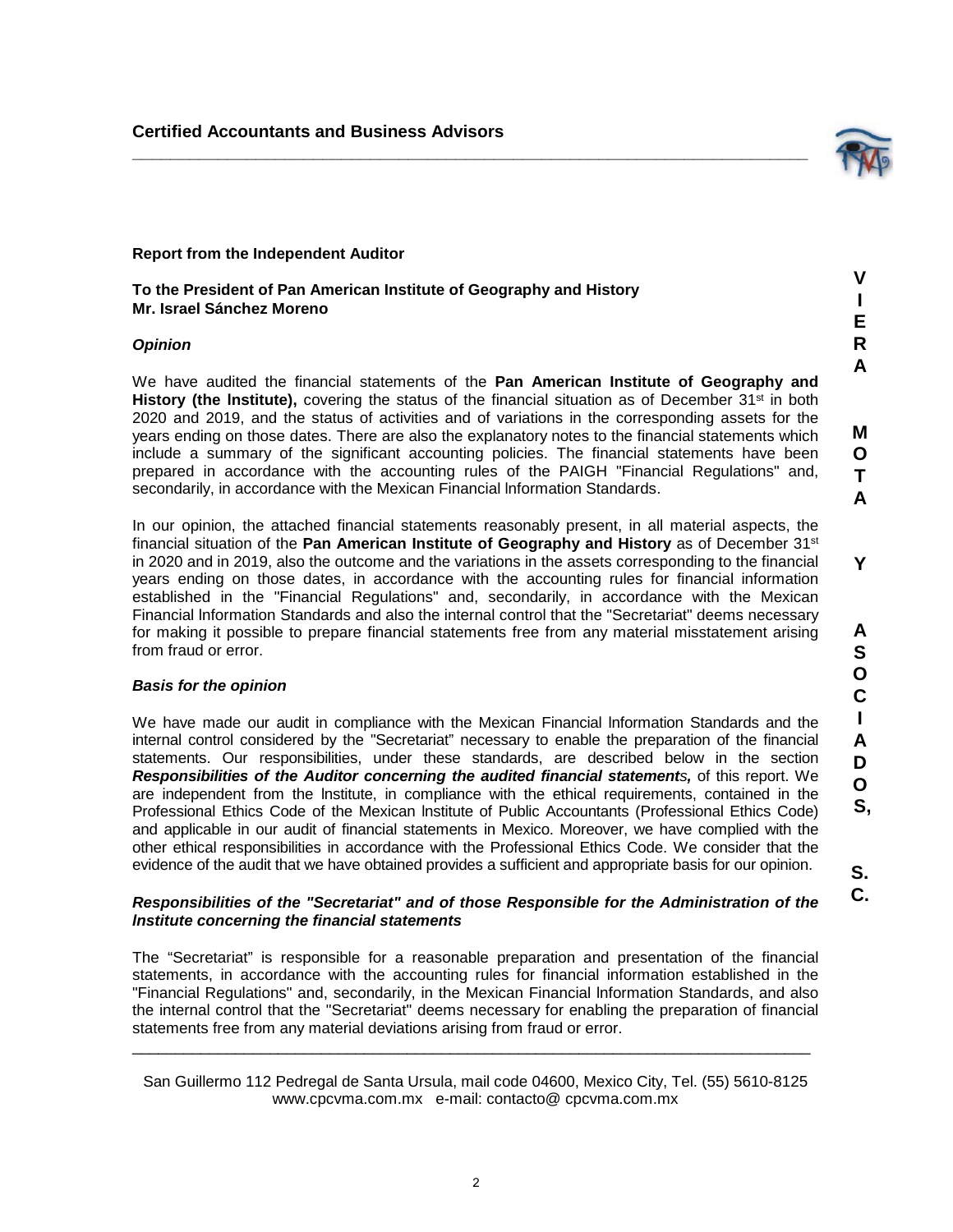**Certified Accountants and Business Advisors**

VIERA MOTA Y ASOCIADOS, S.C.

**Report from the Independent Auditor**

**To the President of Pan American Institute of Geography and History**
**Mr. Israel Sánchez Moreno**

***Opinion***

We have audited the financial statements of the **Pan American Institute of Geography and History (the Institute),** covering the status of the financial situation as of December 31st in both 2020 and 2019, and the status of activities and of variations in the corresponding assets for the years ending on those dates. There are also the explanatory notes to the financial statements which include a summary of the significant accounting policies. The financial statements have been prepared in accordance with the accounting rules of the PAIGH "Financial Regulations" and, secondarily, in accordance with the Mexican Financial Information Standards.

In our opinion, the attached financial statements reasonably present, in all material aspects, the financial situation of the **Pan American Institute of Geography and History** as of December 31st in 2020 and in 2019, also the outcome and the variations in the assets corresponding to the financial years ending on those dates, in accordance with the accounting rules for financial information established in the "Financial Regulations" and, secondarily, in accordance with the Mexican Financial Information Standards and also the internal control that the "Secretariat" deems necessary for making it possible to prepare financial statements free from any material misstatement arising from fraud or error.

***Basis for the opinion***

We have made our audit in compliance with the Mexican Financial Information Standards and the internal control considered by the "Secretariat" necessary to enable the preparation of the financial statements. Our responsibilities, under these standards, are described below in the section ***Responsibilities of the Auditor concerning the audited financial statements,*** of this report. We are independent from the Institute, in compliance with the ethical requirements, contained in the Professional Ethics Code of the Mexican Institute of Public Accountants (Professional Ethics Code) and applicable in our audit of financial statements in Mexico. Moreover, we have complied with the other ethical responsibilities in accordance with the Professional Ethics Code. We consider that the evidence of the audit that we have obtained provides a sufficient and appropriate basis for our opinion.

***Responsibilities of the "Secretariat" and of those Responsible for the Administration of the Institute concerning the financial statements***

The "Secretariat" is responsible for a reasonable preparation and presentation of the financial statements, in accordance with the accounting rules for financial information established in the "Financial Regulations" and, secondarily, in the Mexican Financial Information Standards, and also the internal control that the "Secretariat" deems necessary for enabling the preparation of financial statements free from any material deviations arising from fraud or error.

San Guillermo 112 Pedregal de Santa Ursula, mail code 04600, Mexico City, Tel. (55) 5610-8125
www.cpcvma.com.mx e-mail: contacto@ cpcvma.com.mx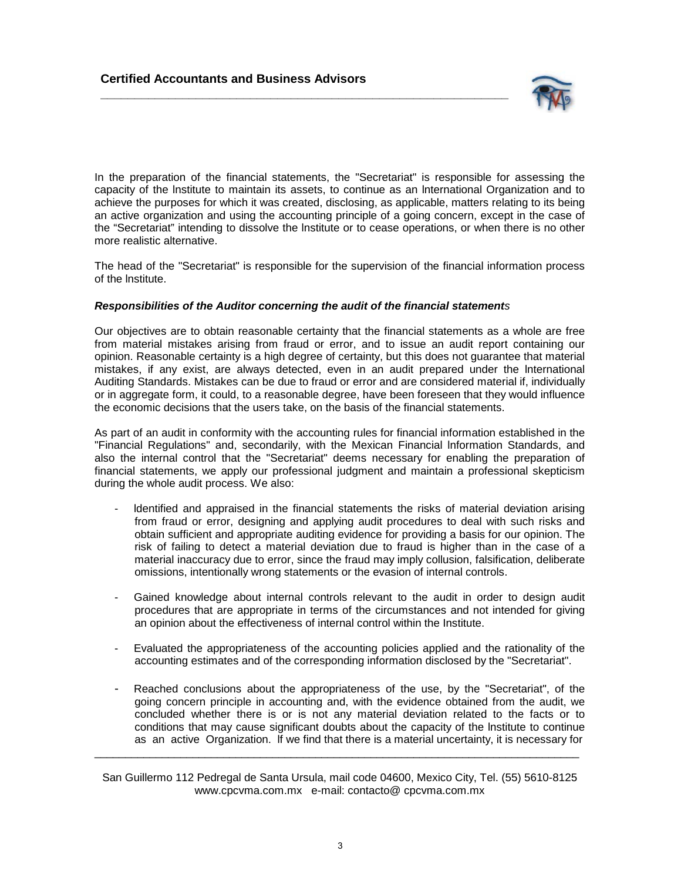In the preparation of the financial statements, the "Secretariat" is responsible for assessing the capacity of the Institute to maintain its assets, to continue as an International Organization and to achieve the purposes for which it was created, disclosing, as applicable, matters relating to its being an active organization and using the accounting principle of a going concern, except in the case of the "Secretariat" intending to dissolve the Institute or to cease operations, or when there is no other more realistic alternative.

The head of the "Secretariat" is responsible for the supervision of the financial information process of the Institute.

***Responsibilities of the Auditor concerning the audit of the financial statements***

Our objectives are to obtain reasonable certainty that the financial statements as a whole are free from material mistakes arising from fraud or error, and to issue an audit report containing our opinion. Reasonable certainty is a high degree of certainty, but this does not guarantee that material mistakes, if any exist, are always detected, even in an audit prepared under the International Auditing Standards. Mistakes can be due to fraud or error and are considered material if, individually or in aggregate form, it could, to a reasonable degree, have been foreseen that they would influence the economic decisions that the users take, on the basis of the financial statements.

As part of an audit in conformity with the accounting rules for financial information established in the "Financial Regulations" and, secondarily, with the Mexican Financial Information Standards, and also the internal control that the "Secretariat" deems necessary for enabling the preparation of financial statements, we apply our professional judgment and maintain a professional skepticism during the whole audit process. We also:

- Identified and appraised in the financial statements the risks of material deviation arising from fraud or error, designing and applying audit procedures to deal with such risks and obtain sufficient and appropriate auditing evidence for providing a basis for our opinion. The risk of failing to detect a material deviation due to fraud is higher than in the case of a material inaccuracy due to error, since the fraud may imply collusion, falsification, deliberate omissions, intentionally wrong statements or the evasion of internal controls.

- Gained knowledge about internal controls relevant to the audit in order to design audit procedures that are appropriate in terms of the circumstances and not intended for giving an opinion about the effectiveness of internal control within the Institute.

- Evaluated the appropriateness of the accounting policies applied and the rationality of the accounting estimates and of the corresponding information disclosed by the "Secretariat".

- Reached conclusions about the appropriateness of the use, by the "Secretariat", of the going concern principle in accounting and, with the evidence obtained from the audit, we concluded whether there is or is not any material deviation related to the facts or to conditions that may cause significant doubts about the capacity of the Institute to continue as an active Organization. If we find that there is a material uncertainty, it is necessary for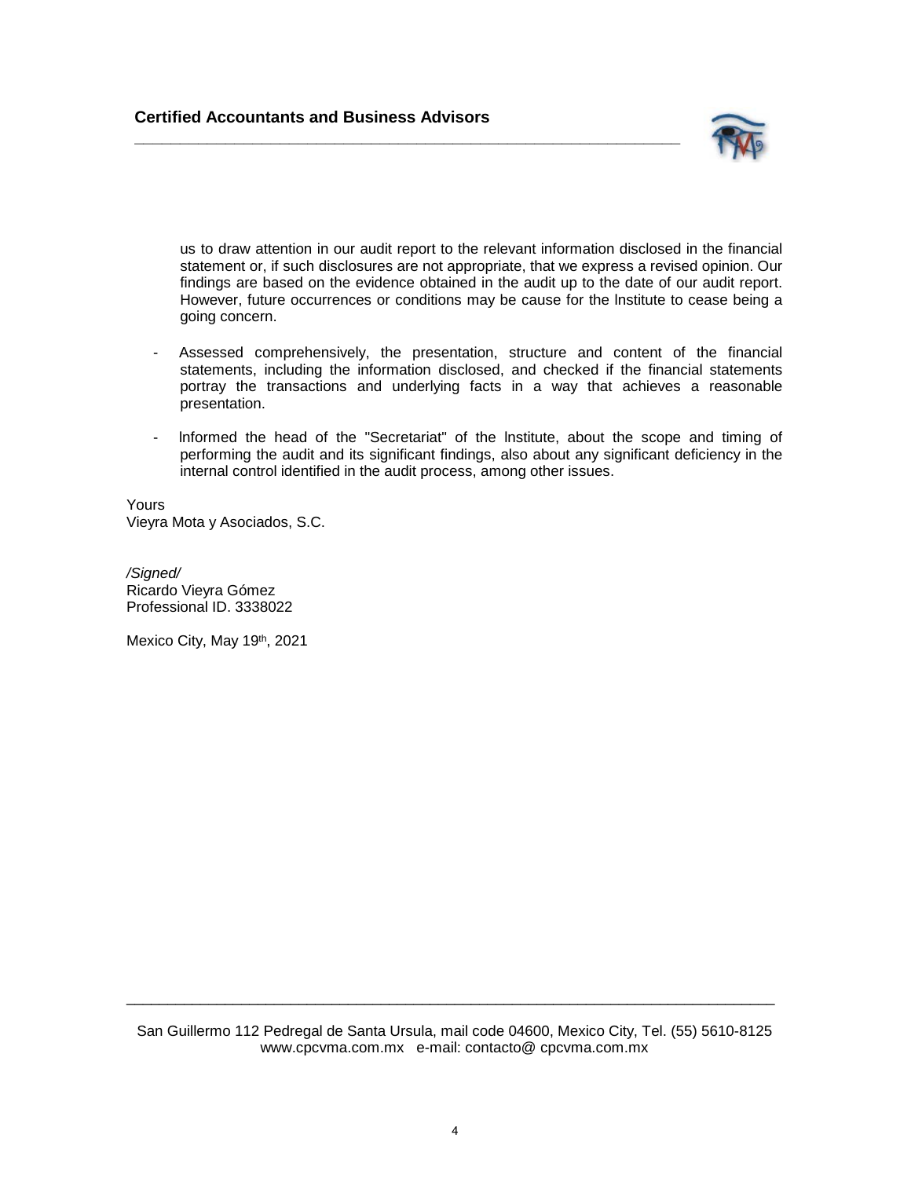us to draw attention in our audit report to the relevant information disclosed in the financial statement or, if such disclosures are not appropriate, that we express a revised opinion. Our findings are based on the evidence obtained in the audit up to the date of our audit report. However, future occurrences or conditions may be cause for the Institute to cease being a going concern.

- Assessed comprehensively, the presentation, structure and content of the financial statements, including the information disclosed, and checked if the financial statements portray the transactions and underlying facts in a way that achieves a reasonable presentation.

- Informed the head of the "Secretariat" of the Institute, about the scope and timing of performing the audit and its significant findings, also about any significant deficiency in the internal control identified in the audit process, among other issues.

Yours
Vieyra Mota y Asociados, S.C.

*/Signed/*
Ricardo Vieyra Gómez
Professional ID. 3338022

Mexico City, May 19th, 2021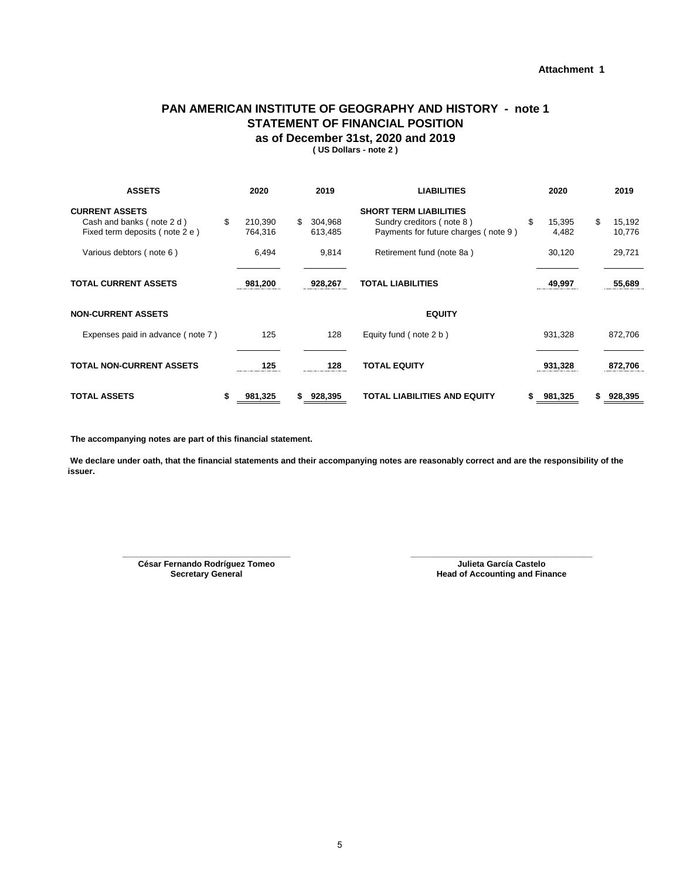**Attachment 1**

# PAN AMERICAN INSTITUTE OF GEOGRAPHY AND HISTORY - note 1
## STATEMENT OF FINANCIAL POSITION
### as of December 31st, 2020 and 2019
**( US Dollars - note 2 )**

| ASSETS | 2020 | 2019 | LIABILITIES | 2020 | 2019 |
|---|---|---|---|---|---|
| **CURRENT ASSETS** | | | **SHORT TERM LIABILITIES** | | |
| Cash and banks ( note 2 d ) | $ 210,390 | $ 304,968 | Sundry creditors ( note 8 ) | $ 15,395 | $ 15,192 |
| Fixed term deposits ( note 2 e ) | 764,316 | 613,485 | Payments for future charges ( note 9 ) | 4,482 | 10,776 |
| Various debtors ( note 6 ) | 6,494 | 9,814 | Retirement fund (note 8a ) | 30,120 | 29,721 |
| **TOTAL CURRENT ASSETS** | **981,200** | **928,267** | **TOTAL LIABILITIES** | **49,997** | **55,689** |
| **NON-CURRENT ASSETS** | | | **EQUITY** | | |
| Expenses paid in advance ( note 7 ) | 125 | 128 | Equity fund ( note 2 b ) | 931,328 | 872,706 |
| **TOTAL NON-CURRENT ASSETS** | **125** | **128** | **TOTAL EQUITY** | **931,328** | **872,706** |
| **TOTAL ASSETS** | **$ 981,325** | **$ 928,395** | **TOTAL LIABILITIES AND EQUITY** | **$ 981,325** | **$ 928,395** |

**The accompanying notes are part of this financial statement.**

**We declare under oath, that the financial statements and their accompanying notes are reasonably correct and are the responsibility of the issuer.**

**César Fernando Rodríguez Tomeo**
**Secretary General**

**Julieta García Castelo**
**Head of Accounting and Finance**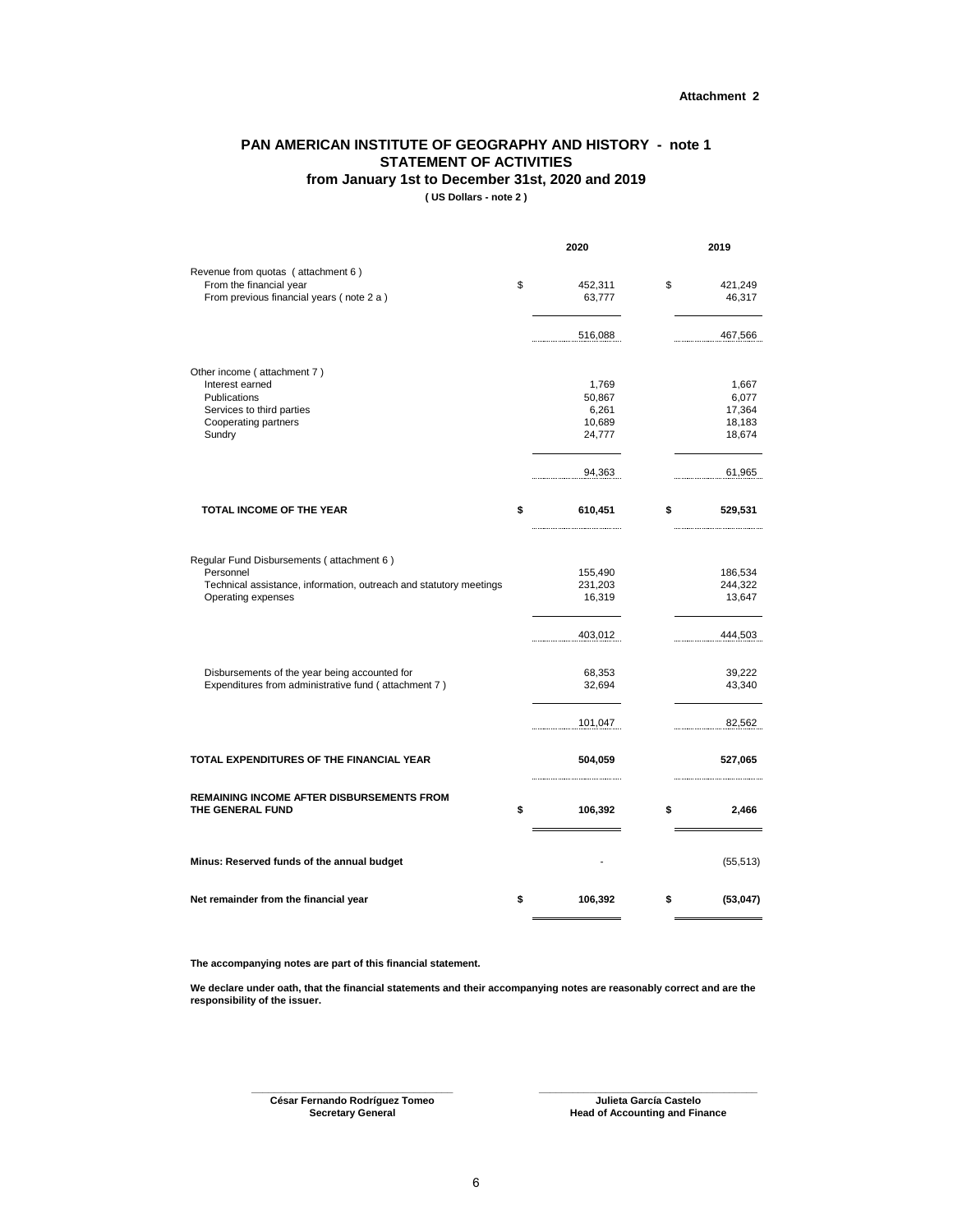**Attachment 2**

# PAN AMERICAN INSTITUTE OF GEOGRAPHY AND HISTORY - note 1
## STATEMENT OF ACTIVITIES
### from January 1st to December 31st, 2020 and 2019
**( US Dollars - note 2 )**

| | 2020 | 2019 |
|---|---|---|
| Revenue from quotas ( attachment 6 ) | | |
| From the financial year | $ 452,311 | $ 421,249 |
| From previous financial years ( note 2 a ) | 63,777 | 46,317 |
| | 516,088 | 467,566 |
| Other income ( attachment 7 ) | | |
| Interest earned | 1,769 | 1,667 |
| Publications | 50,867 | 6,077 |
| Services to third parties | 6,261 | 17,364 |
| Cooperating partners | 10,689 | 18,183 |
| Sundry | 24,777 | 18,674 |
| | 94,363 | 61,965 |
| **TOTAL INCOME OF THE YEAR** | **$ 610,451** | **$ 529,531** |
| Regular Fund Disbursements ( attachment 6 ) | | |
| Personnel | 155,490 | 186,534 |
| Technical assistance, information, outreach and statutory meetings | 231,203 | 244,322 |
| Operating expenses | 16,319 | 13,647 |
| | 403,012 | 444,503 |
| Disbursements of the year being accounted for | 68,353 | 39,222 |
| Expenditures from administrative fund ( attachment 7 ) | 32,694 | 43,340 |
| | 101,047 | 82,562 |
| **TOTAL EXPENDITURES OF THE FINANCIAL YEAR** | **504,059** | **527,065** |
| **REMAINING INCOME AFTER DISBURSEMENTS FROM THE GENERAL FUND** | **$ 106,392** | **$ 2,466** |
| **Minus: Reserved funds of the annual budget** | - | (55,513) |
| **Net remainder from the financial year** | **$ 106,392** | **$ (53,047)** |

**The accompanying notes are part of this financial statement.**

**We declare under oath, that the financial statements and their accompanying notes are reasonably correct and are the responsibility of the issuer.**

**César Fernando Rodríguez Tomeo**
**Secretary General**

**Julieta García Castelo**
**Head of Accounting and Finance**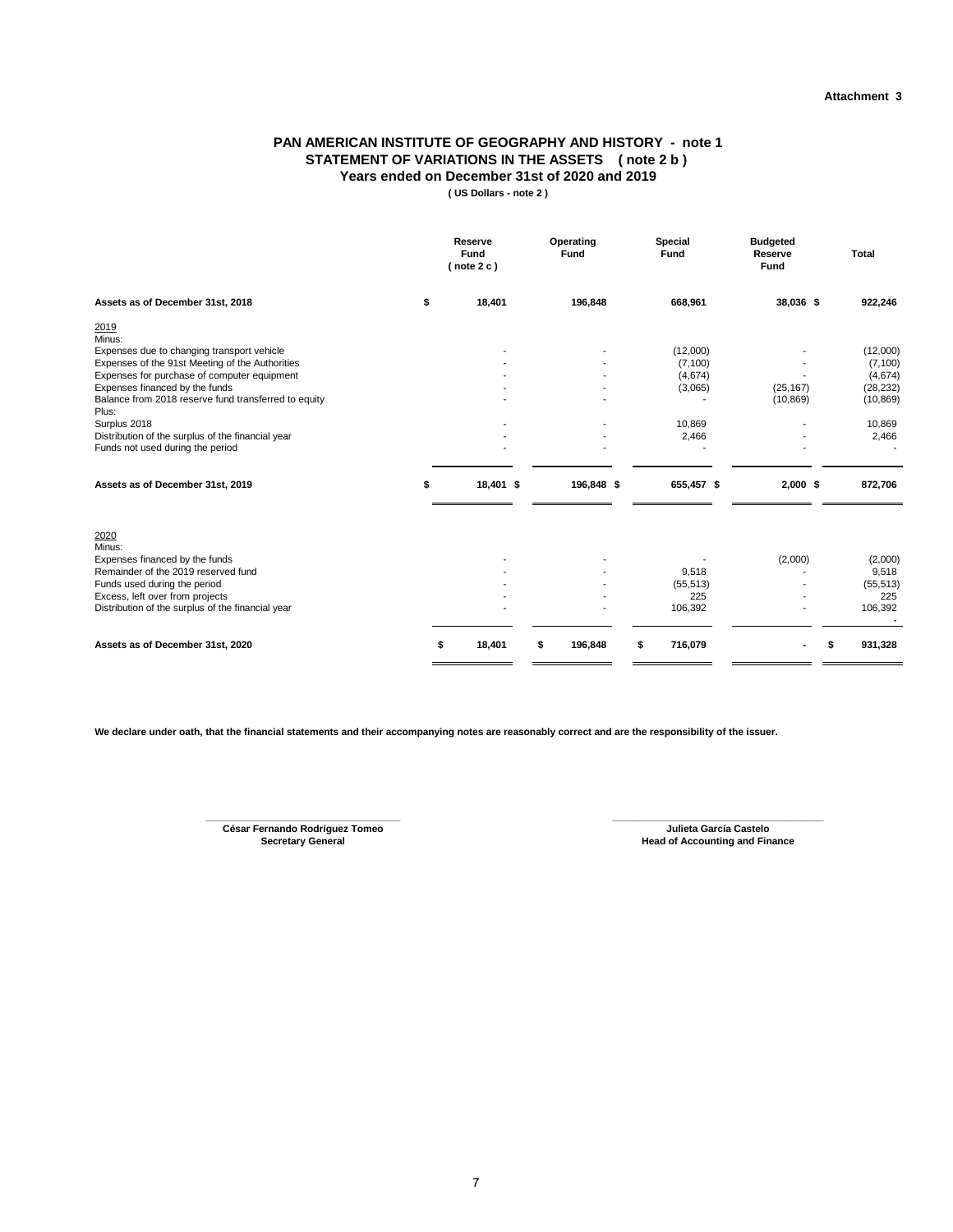**Attachment 3**

# PAN AMERICAN INSTITUTE OF GEOGRAPHY AND HISTORY - note 1
## STATEMENT OF VARIATIONS IN THE ASSETS ( note 2 b )
### Years ended on December 31st of 2020 and 2019
**( US Dollars - note 2 )**

| | Reserve Fund ( note 2 c ) | Operating Fund | Special Fund | Budgeted Reserve Fund | Total |
|---|---|---|---|---|---|
| **Assets as of December 31st, 2018** | **$ 18,401** | **196,848** | **668,961** | **38,036 $** | **922,246** |
| 2019 | | | | | |
| Minus: | | | | | |
| Expenses due to changing transport vehicle | - | - | (12,000) | - | (12,000) |
| Expenses of the 91st Meeting of the Authorities | - | - | (7,100) | - | (7,100) |
| Expenses for purchase of computer equipment | - | - | (4,674) | - | (4,674) |
| Expenses financed by the funds | - | - | (3,065) | (25,167) | (28,232) |
| Balance from 2018 reserve fund transferred to equity | - | - | - | (10,869) | (10,869) |
| Plus: | | | | | |
| Surplus 2018 | - | - | 10,869 | - | 10,869 |
| Distribution of the surplus of the financial year | - | - | 2,466 | - | 2,466 |
| Funds not used during the period | - | - | - | - | - |
| **Assets as of December 31st, 2019** | **$ 18,401 $** | **196,848 $** | **655,457 $** | **2,000 $** | **872,706** |
| 2020 | | | | | |
| Minus: | | | | | |
| Expenses financed by the funds | - | - | - | (2,000) | (2,000) |
| Remainder of the 2019 reserved fund | - | - | 9,518 | - | 9,518 |
| Funds used during the period | - | - | (55,513) | - | (55,513) |
| Excess, left over from projects | - | - | 225 | - | 225 |
| Distribution of the surplus of the financial year | - | - | 106,392 | - | 106,392 |
| | | | | | - |
| **Assets as of December 31st, 2020** | **$ 18,401** | **$ 196,848** | **$ 716,079** | **-** | **$ 931,328** |

**We declare under oath, that the financial statements and their accompanying notes are reasonably correct and are the responsibility of the issuer.**

**César Fernando Rodríguez Tomeo**
**Secretary General**

**Julieta García Castelo**
**Head of Accounting and Finance**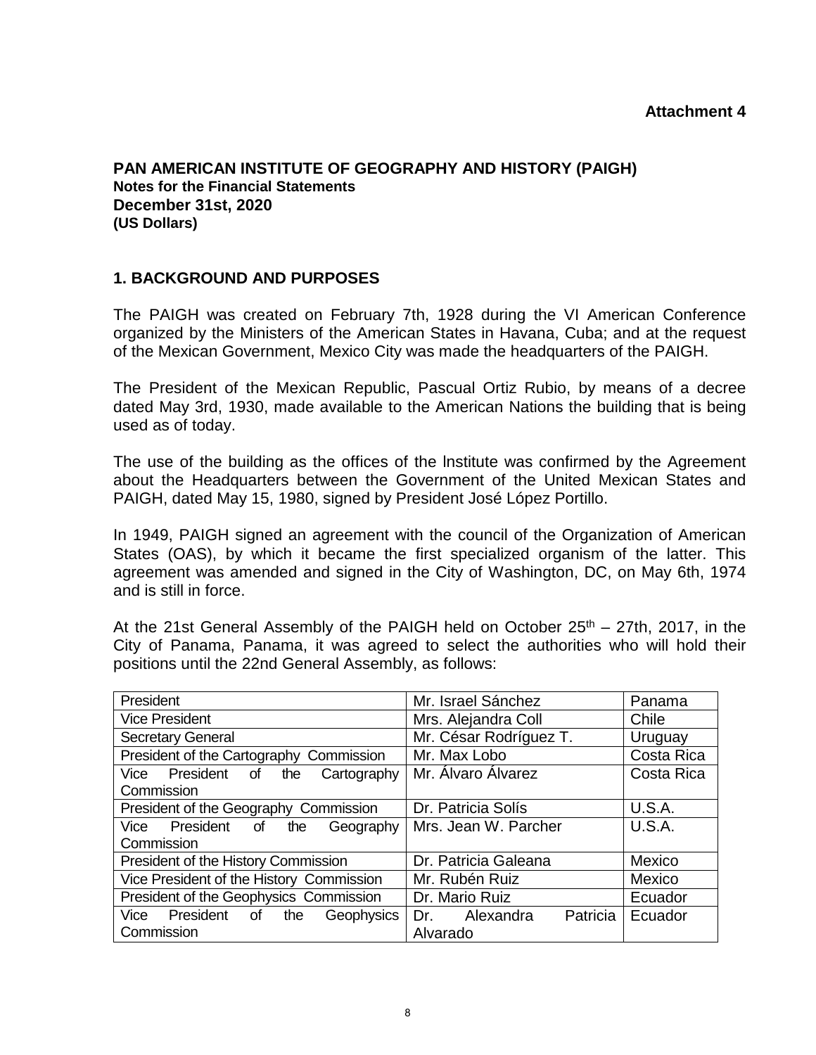**Attachment 4**

**PAN AMERICAN INSTITUTE OF GEOGRAPHY AND HISTORY (PAIGH)**
**Notes for the Financial Statements**
**December 31st, 2020**
**(US Dollars)**

## 1. BACKGROUND AND PURPOSES

The PAIGH was created on February 7th, 1928 during the VI American Conference organized by the Ministers of the American States in Havana, Cuba; and at the request of the Mexican Government, Mexico City was made the headquarters of the PAIGH.

The President of the Mexican Republic, Pascual Ortiz Rubio, by means of a decree dated May 3rd, 1930, made available to the American Nations the building that is being used as of today.

The use of the building as the offices of the Institute was confirmed by the Agreement about the Headquarters between the Government of the United Mexican States and PAIGH, dated May 15, 1980, signed by President José López Portillo.

In 1949, PAIGH signed an agreement with the council of the Organization of American States (OAS), by which it became the first specialized organism of the latter. This agreement was amended and signed in the City of Washington, DC, on May 6th, 1974 and is still in force.

At the 21st General Assembly of the PAIGH held on October 25th – 27th, 2017, in the City of Panama, Panama, it was agreed to select the authorities who will hold their positions until the 22nd General Assembly, as follows:

| President | Mr. Israel Sánchez | Panama |
|---|---|---|
| Vice President | Mrs. Alejandra Coll | Chile |
| Secretary General | Mr. César Rodríguez T. | Uruguay |
| President of the Cartography Commission | Mr. Max Lobo | Costa Rica |
| Vice President of the Cartography Commission | Mr. Álvaro Álvarez | Costa Rica |
| President of the Geography Commission | Dr. Patricia Solís | U.S.A. |
| Vice President of the Geography Commission | Mrs. Jean W. Parcher | U.S.A. |
| President of the History Commission | Dr. Patricia Galeana | Mexico |
| Vice President of the History Commission | Mr. Rubén Ruiz | Mexico |
| President of the Geophysics Commission | Dr. Mario Ruiz | Ecuador |
| Vice President of the Geophysics Commission | Dr. Alexandra Patricia Alvarado | Ecuador |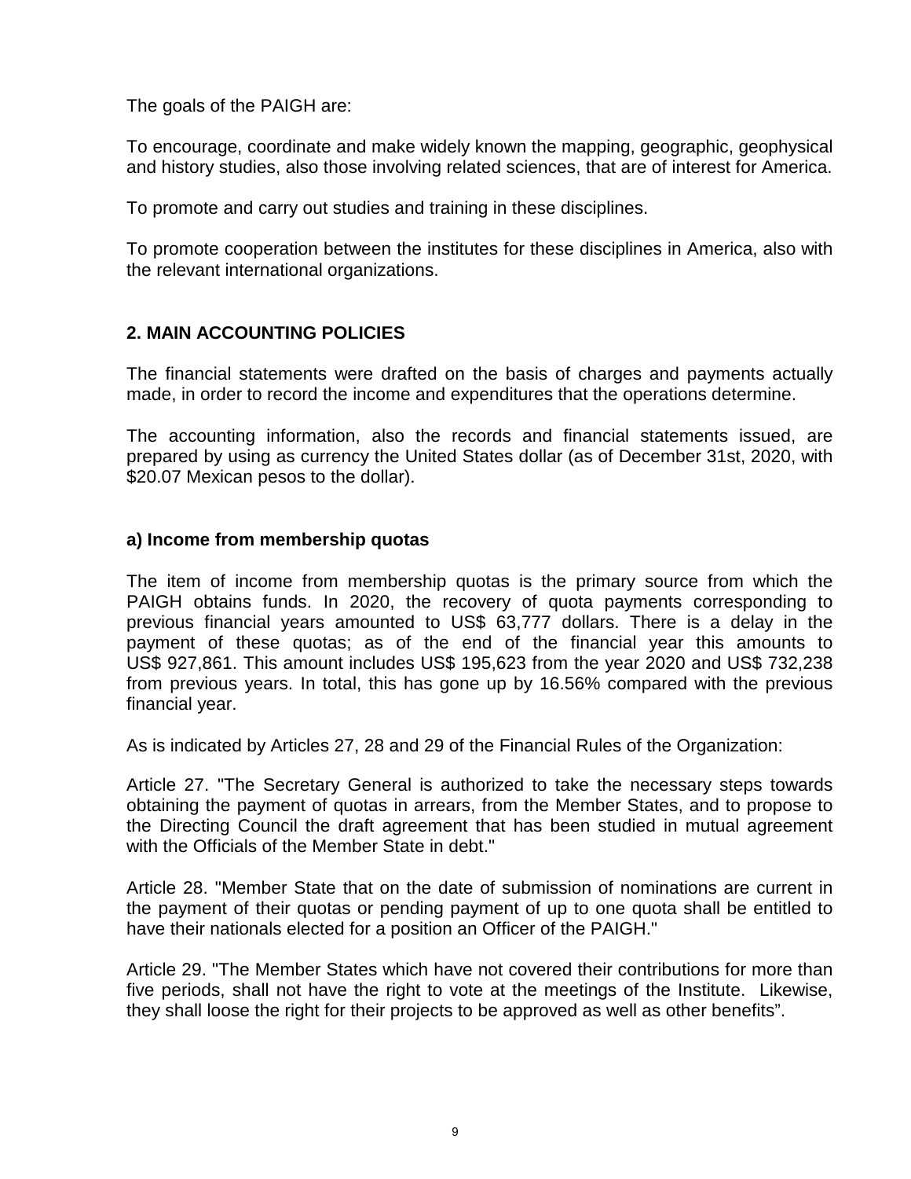The goals of the PAIGH are:

To encourage, coordinate and make widely known the mapping, geographic, geophysical and history studies, also those involving related sciences, that are of interest for America.

To promote and carry out studies and training in these disciplines.

To promote cooperation between the institutes for these disciplines in America, also with the relevant international organizations.

## 2. MAIN ACCOUNTING POLICIES

The financial statements were drafted on the basis of charges and payments actually made, in order to record the income and expenditures that the operations determine.

The accounting information, also the records and financial statements issued, are prepared by using as currency the United States dollar (as of December 31st, 2020, with $20.07 Mexican pesos to the dollar).

### a) Income from membership quotas

The item of income from membership quotas is the primary source from which the PAIGH obtains funds. In 2020, the recovery of quota payments corresponding to previous financial years amounted to US$ 63,777 dollars. There is a delay in the payment of these quotas; as of the end of the financial year this amounts to US$ 927,861. This amount includes US$ 195,623 from the year 2020 and US$ 732,238 from previous years. In total, this has gone up by 16.56% compared with the previous financial year.

As is indicated by Articles 27, 28 and 29 of the Financial Rules of the Organization:

Article 27. "The Secretary General is authorized to take the necessary steps towards obtaining the payment of quotas in arrears, from the Member States, and to propose to the Directing Council the draft agreement that has been studied in mutual agreement with the Officials of the Member State in debt."

Article 28. "Member State that on the date of submission of nominations are current in the payment of their quotas or pending payment of up to one quota shall be entitled to have their nationals elected for a position an Officer of the PAIGH."

Article 29. "The Member States which have not covered their contributions for more than five periods, shall not have the right to vote at the meetings of the Institute. Likewise, they shall loose the right for their projects to be approved as well as other benefits".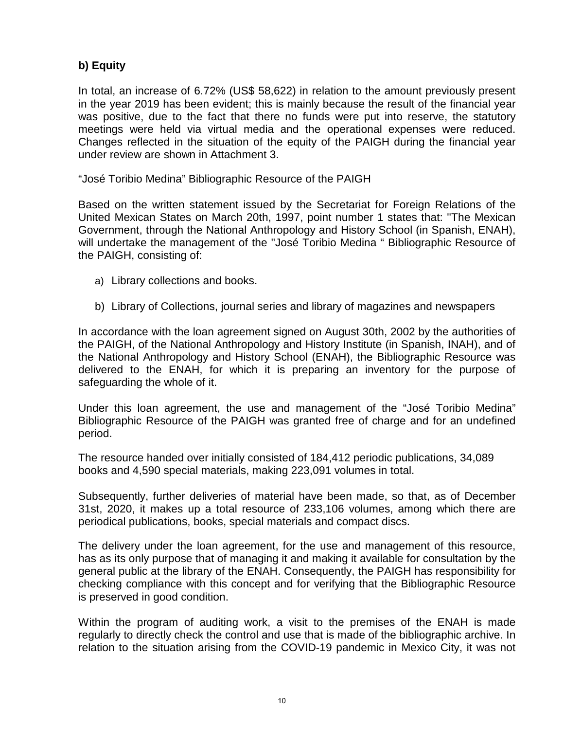**b) Equity**

In total, an increase of 6.72% (US$ 58,622) in relation to the amount previously present in the year 2019 has been evident; this is mainly because the result of the financial year was positive, due to the fact that there no funds were put into reserve, the statutory meetings were held via virtual media and the operational expenses were reduced. Changes reflected in the situation of the equity of the PAIGH during the financial year under review are shown in Attachment 3.

“José Toribio Medina” Bibliographic Resource of the PAIGH

Based on the written statement issued by the Secretariat for Foreign Relations of the United Mexican States on March 20th, 1997, point number 1 states that: "The Mexican Government, through the National Anthropology and History School (in Spanish, ENAH), will undertake the management of the "José Toribio Medina " Bibliographic Resource of the PAIGH, consisting of:

a) Library collections and books.

b) Library of Collections, journal series and library of magazines and newspapers

In accordance with the loan agreement signed on August 30th, 2002 by the authorities of the PAIGH, of the National Anthropology and History Institute (in Spanish, INAH), and of the National Anthropology and History School (ENAH), the Bibliographic Resource was delivered to the ENAH, for which it is preparing an inventory for the purpose of safeguarding the whole of it.

Under this loan agreement, the use and management of the “José Toribio Medina” Bibliographic Resource of the PAIGH was granted free of charge and for an undefined period.

The resource handed over initially consisted of 184,412 periodic publications, 34,089 books and 4,590 special materials, making 223,091 volumes in total.

Subsequently, further deliveries of material have been made, so that, as of December 31st, 2020, it makes up a total resource of 233,106 volumes, among which there are periodical publications, books, special materials and compact discs.

The delivery under the loan agreement, for the use and management of this resource, has as its only purpose that of managing it and making it available for consultation by the general public at the library of the ENAH. Consequently, the PAIGH has responsibility for checking compliance with this concept and for verifying that the Bibliographic Resource is preserved in good condition.

Within the program of auditing work, a visit to the premises of the ENAH is made regularly to directly check the control and use that is made of the bibliographic archive. In relation to the situation arising from the COVID-19 pandemic in Mexico City, it was not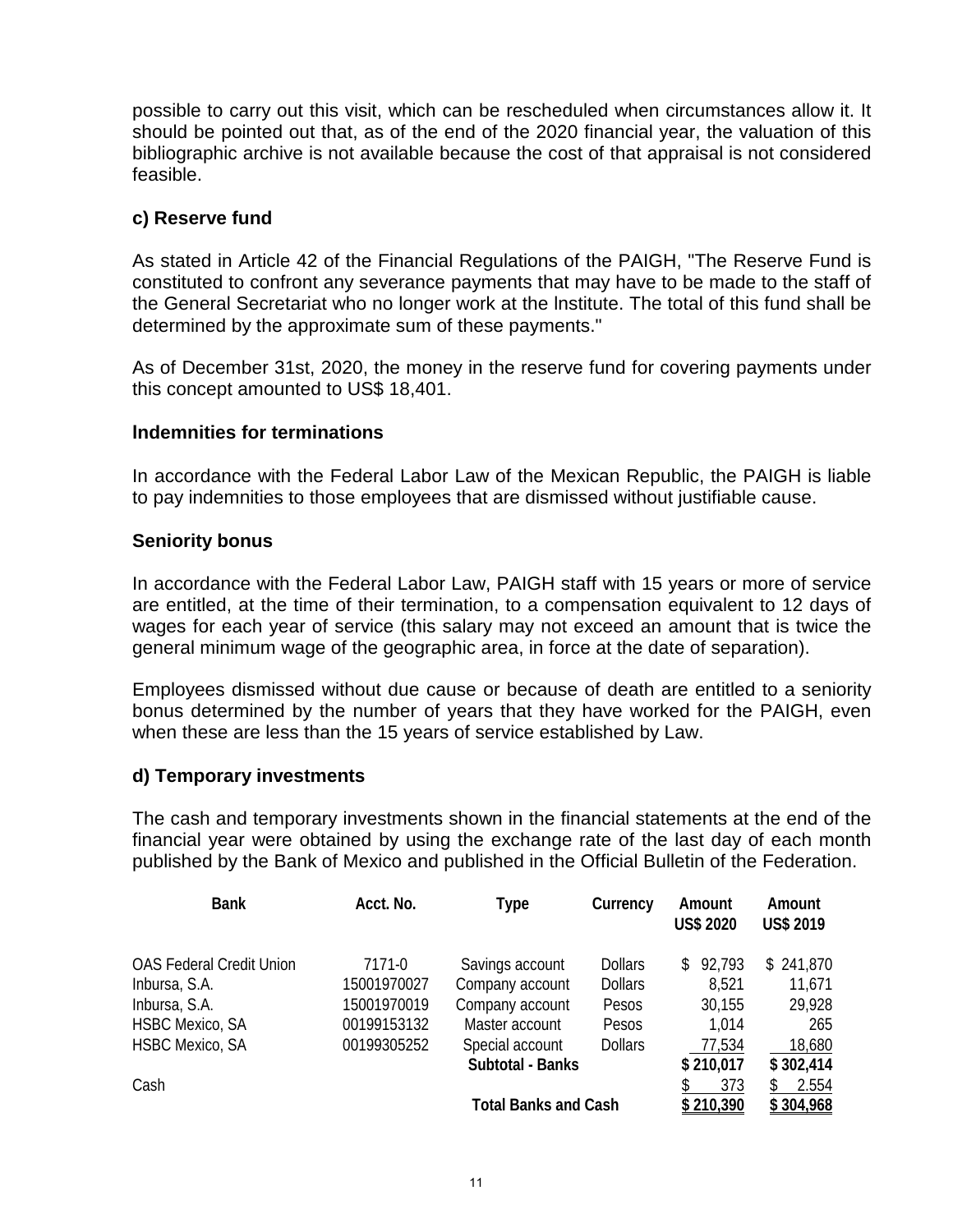possible to carry out this visit, which can be rescheduled when circumstances allow it. It should be pointed out that, as of the end of the 2020 financial year, the valuation of this bibliographic archive is not available because the cost of that appraisal is not considered feasible.

### c) Reserve fund

As stated in Article 42 of the Financial Regulations of the PAIGH, "The Reserve Fund is constituted to confront any severance payments that may have to be made to the staff of the General Secretariat who no longer work at the lnstitute. The total of this fund shall be determined by the approximate sum of these payments."

As of December 31st, 2020, the money in the reserve fund for covering payments under this concept amounted to US$ 18,401.

### Indemnities for terminations

In accordance with the Federal Labor Law of the Mexican Republic, the PAIGH is liable to pay indemnities to those employees that are dismissed without justifiable cause.

### Seniority bonus

In accordance with the Federal Labor Law, PAIGH staff with 15 years or more of service are entitled, at the time of their termination, to a compensation equivalent to 12 days of wages for each year of service (this salary may not exceed an amount that is twice the general minimum wage of the geographic area, in force at the date of separation).

Employees dismissed without due cause or because of death are entitled to a seniority bonus determined by the number of years that they have worked for the PAIGH, even when these are less than the 15 years of service established by Law.

### d) Temporary investments

The cash and temporary investments shown in the financial statements at the end of the financial year were obtained by using the exchange rate of the last day of each month published by the Bank of Mexico and published in the Official Bulletin of the Federation.

| Bank | Acct. No. | Type | Currency | Amount US$ 2020 | Amount US$ 2019 |
|---|---|---|---|---|---|
| OAS Federal Credit Union | 7171-0 | Savings account | Dollars | $ 92,793 | $ 241,870 |
| Inbursa, S.A. | 15001970027 | Company account | Dollars | 8,521 | 11,671 |
| Inbursa, S.A. | 15001970019 | Company account | Pesos | 30,155 | 29,928 |
| HSBC Mexico, SA | 00199153132 | Master account | Pesos | 1,014 | 265 |
| HSBC Mexico, SA | 00199305252 | Special account | Dollars | 77,534 | 18,680 |
| | | **Subtotal - Banks** | | **$ 210,017** | **$ 302,414** |
| Cash | | | | $ 373 | $ 2.554 |
| | | **Total Banks and Cash** | | **$ 210,390** | **$ 304,968** |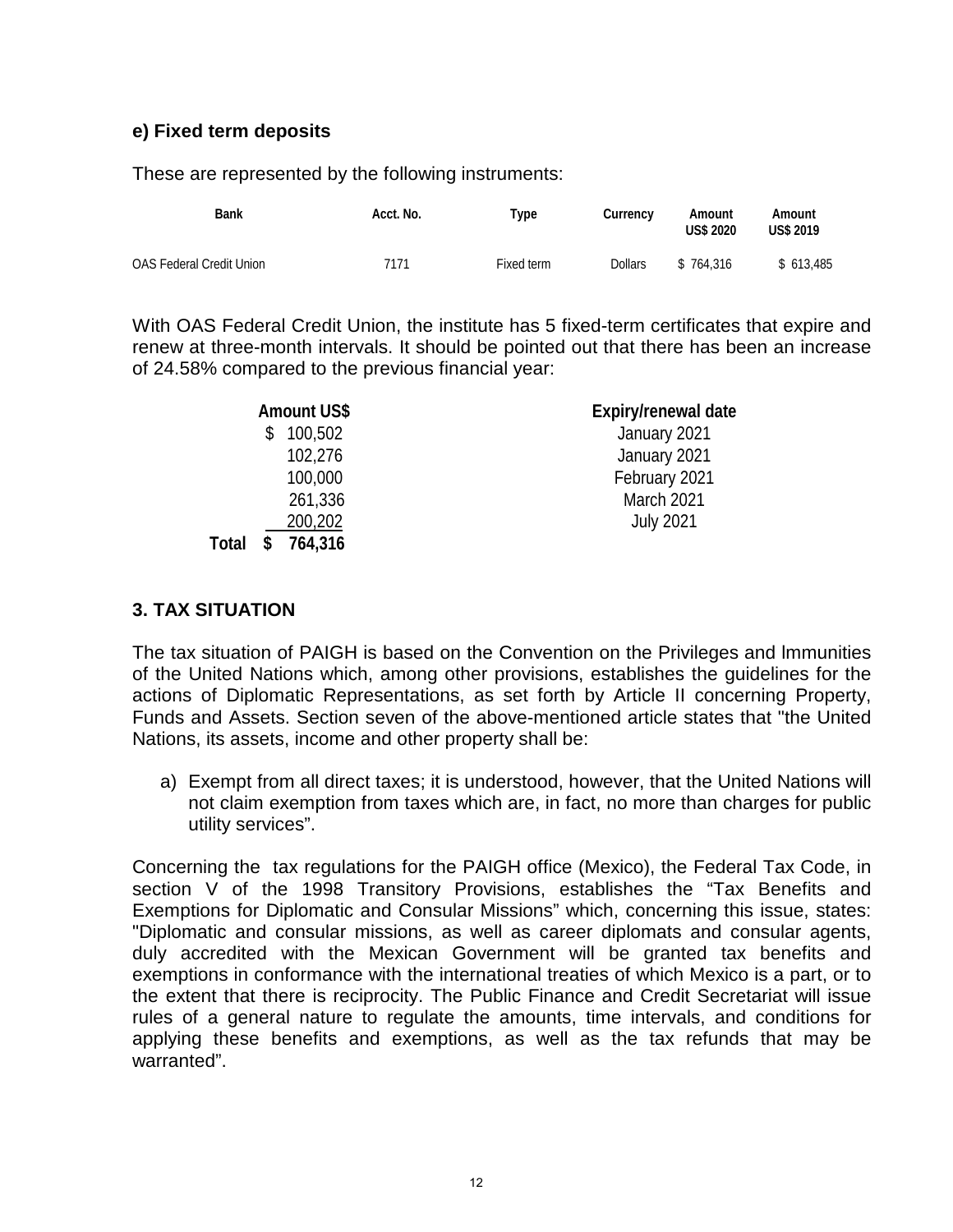### e) Fixed term deposits

These are represented by the following instruments:

| Bank | Acct. No. | Type | Currency | Amount US$ 2020 | Amount US$ 2019 |
|---|---|---|---|---|---|
| OAS Federal Credit Union | 7171 | Fixed term | Dollars | $ 764,316 | $ 613,485 |

With OAS Federal Credit Union, the institute has 5 fixed-term certificates that expire and renew at three-month intervals. It should be pointed out that there has been an increase of 24.58% compared to the previous financial year:

| | Amount US$ | Expiry/renewal date |
|---|---|---|
| | $ 100,502 | January 2021 |
| | 102,276 | January 2021 |
| | 100,000 | February 2021 |
| | 261,336 | March 2021 |
| | 200,202 | July 2021 |
| **Total** | **$ 764,316** | |

## 3. TAX SITUATION

The tax situation of PAIGH is based on the Convention on the Privileges and Immunities of the United Nations which, among other provisions, establishes the guidelines for the actions of Diplomatic Representations, as set forth by Article II concerning Property, Funds and Assets. Section seven of the above-mentioned article states that "the United Nations, its assets, income and other property shall be:

a) Exempt from all direct taxes; it is understood, however, that the United Nations will not claim exemption from taxes which are, in fact, no more than charges for public utility services".

Concerning the tax regulations for the PAIGH office (Mexico), the Federal Tax Code, in section V of the 1998 Transitory Provisions, establishes the "Tax Benefits and Exemptions for Diplomatic and Consular Missions" which, concerning this issue, states: "Diplomatic and consular missions, as well as career diplomats and consular agents, duly accredited with the Mexican Government will be granted tax benefits and exemptions in conformance with the international treaties of which Mexico is a part, or to the extent that there is reciprocity. The Public Finance and Credit Secretariat will issue rules of a general nature to regulate the amounts, time intervals, and conditions for applying these benefits and exemptions, as well as the tax refunds that may be warranted".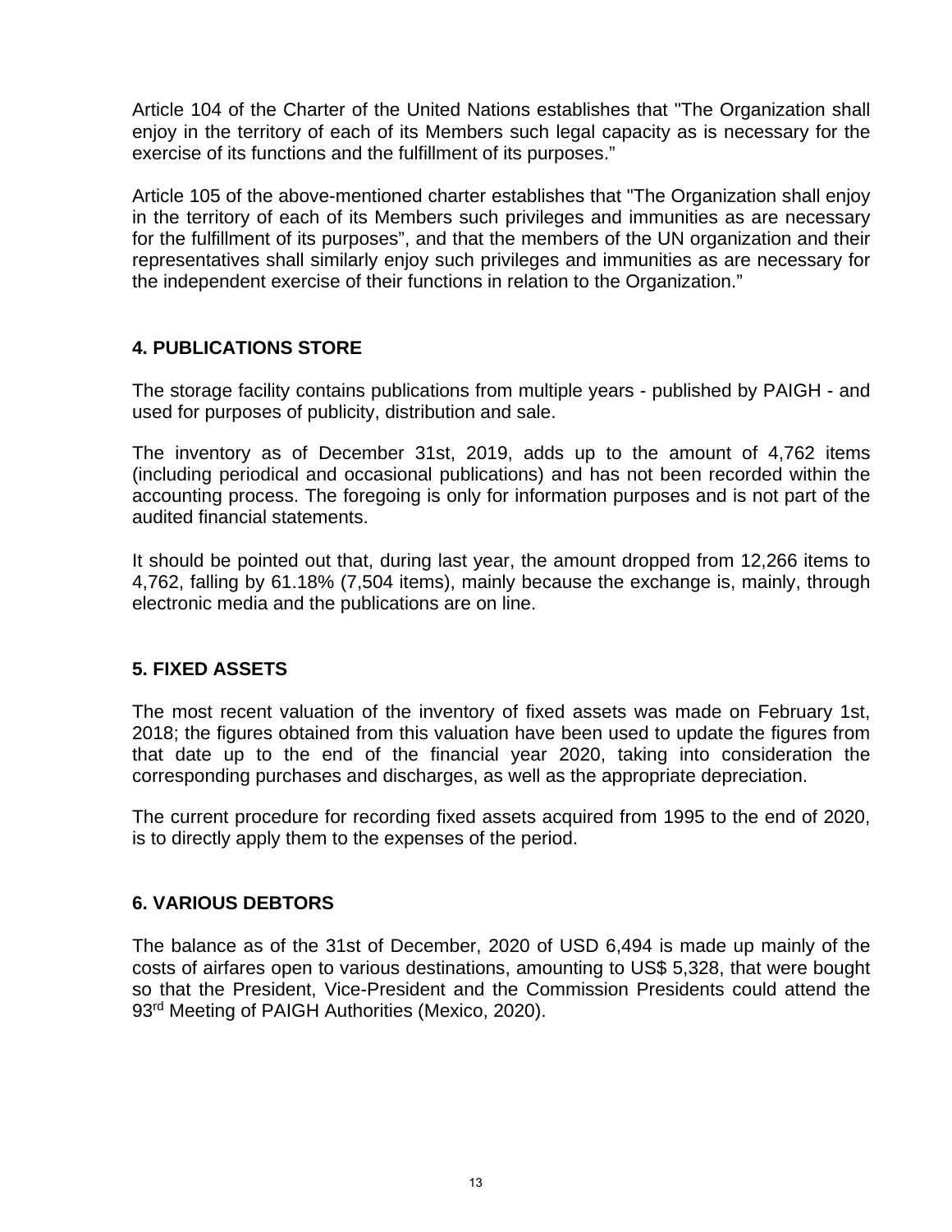Article 104 of the Charter of the United Nations establishes that "The Organization shall enjoy in the territory of each of its Members such legal capacity as is necessary for the exercise of its functions and the fulfillment of its purposes."

Article 105 of the above-mentioned charter establishes that "The Organization shall enjoy in the territory of each of its Members such privileges and immunities as are necessary for the fulfillment of its purposes", and that the members of the UN organization and their representatives shall similarly enjoy such privileges and immunities as are necessary for the independent exercise of their functions in relation to the Organization."

## 4. PUBLICATIONS STORE

The storage facility contains publications from multiple years - published by PAIGH - and used for purposes of publicity, distribution and sale.

The inventory as of December 31st, 2019, adds up to the amount of 4,762 items (including periodical and occasional publications) and has not been recorded within the accounting process. The foregoing is only for information purposes and is not part of the audited financial statements.

It should be pointed out that, during last year, the amount dropped from 12,266 items to 4,762, falling by 61.18% (7,504 items), mainly because the exchange is, mainly, through electronic media and the publications are on line.

## 5. FIXED ASSETS

The most recent valuation of the inventory of fixed assets was made on February 1st, 2018; the figures obtained from this valuation have been used to update the figures from that date up to the end of the financial year 2020, taking into consideration the corresponding purchases and discharges, as well as the appropriate depreciation.

The current procedure for recording fixed assets acquired from 1995 to the end of 2020, is to directly apply them to the expenses of the period.

## 6. VARIOUS DEBTORS

The balance as of the 31st of December, 2020 of USD 6,494 is made up mainly of the costs of airfares open to various destinations, amounting to US$ 5,328, that were bought so that the President, Vice-President and the Commission Presidents could attend the 93rd Meeting of PAIGH Authorities (Mexico, 2020).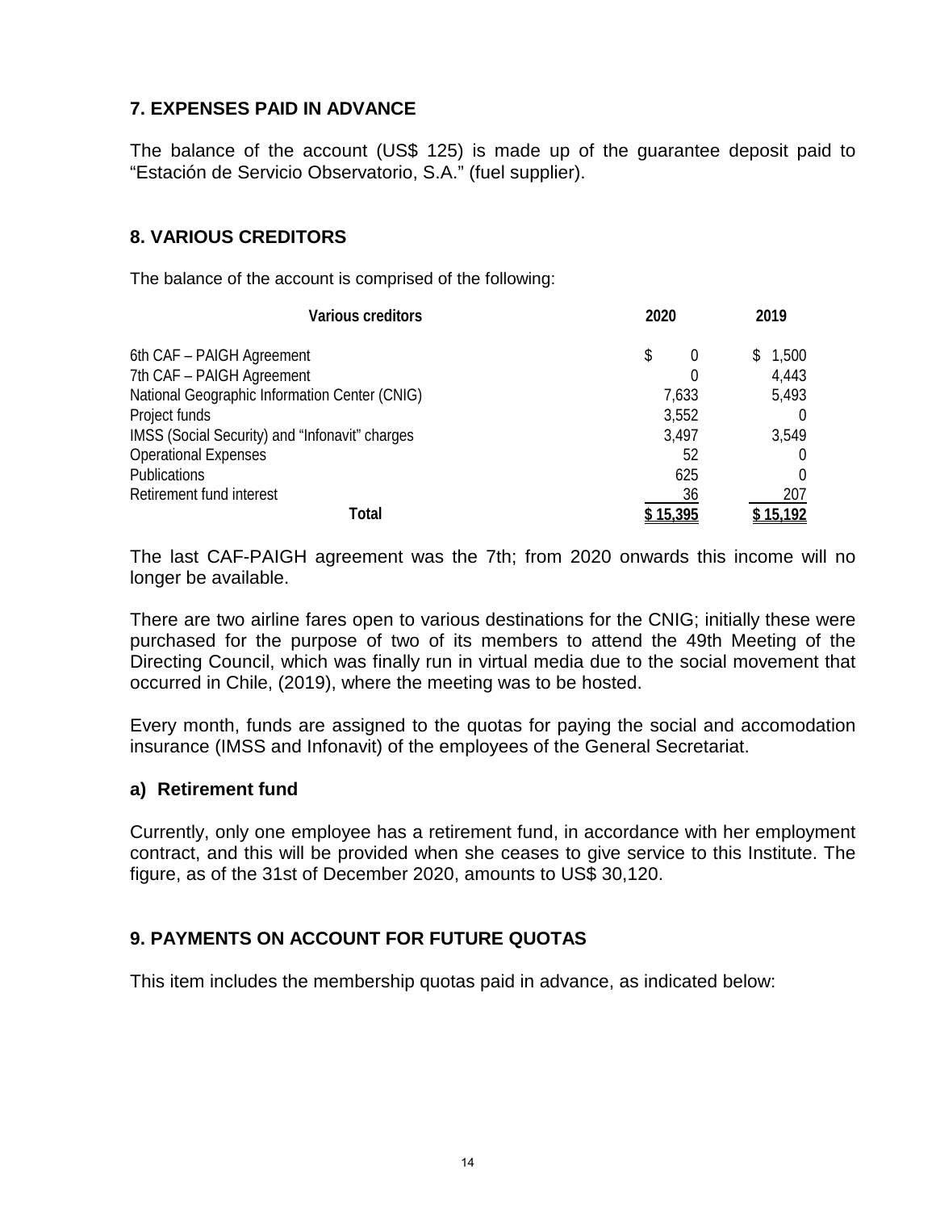## 7. EXPENSES PAID IN ADVANCE

The balance of the account (US$ 125) is made up of the guarantee deposit paid to "Estación de Servicio Observatorio, S.A." (fuel supplier).

## 8. VARIOUS CREDITORS

The balance of the account is comprised of the following:

| Various creditors | 2020 | 2019 |
|---|---|---|
| 6th CAF – PAIGH Agreement | $ 0 | $ 1,500 |
| 7th CAF – PAIGH Agreement | 0 | 4,443 |
| National Geographic Information Center (CNIG) | 7,633 | 5,493 |
| Project funds | 3,552 | 0 |
| IMSS (Social Security) and "Infonavit" charges | 3,497 | 3,549 |
| Operational Expenses | 52 | 0 |
| Publications | 625 | 0 |
| Retirement fund interest | 36 | 207 |
| **Total** | **$ 15,395** | **$ 15,192** |

The last CAF-PAIGH agreement was the 7th; from 2020 onwards this income will no longer be available.

There are two airline fares open to various destinations for the CNIG; initially these were purchased for the purpose of two of its members to attend the 49th Meeting of the Directing Council, which was finally run in virtual media due to the social movement that occurred in Chile, (2019), where the meeting was to be hosted.

Every month, funds are assigned to the quotas for paying the social and accomodation insurance (IMSS and Infonavit) of the employees of the General Secretariat.

### a) Retirement fund

Currently, only one employee has a retirement fund, in accordance with her employment contract, and this will be provided when she ceases to give service to this Institute. The figure, as of the 31st of December 2020, amounts to US$ 30,120.

## 9. PAYMENTS ON ACCOUNT FOR FUTURE QUOTAS

This item includes the membership quotas paid in advance, as indicated below: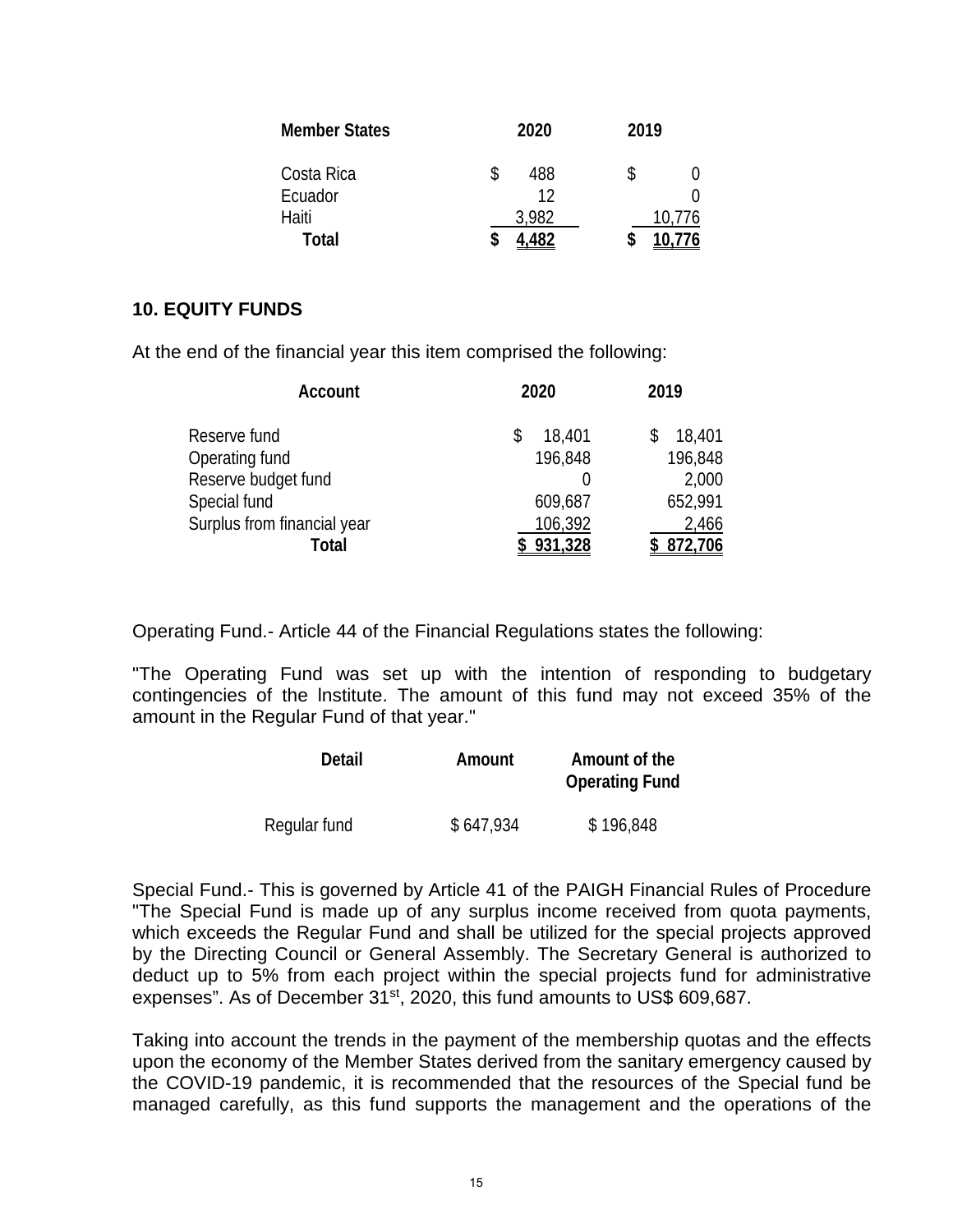| Member States | 2020 | 2019 |
|---|---|---|
| Costa Rica | $ 488 | $ 0 |
| Ecuador | 12 | 0 |
| Haiti | 3,982 | 10,776 |
| **Total** | **$ 4,482** | **$ 10,776** |

## 10. EQUITY FUNDS

At the end of the financial year this item comprised the following:

| Account | 2020 | 2019 |
|---|---|---|
| Reserve fund | $ 18,401 | $ 18,401 |
| Operating fund | 196,848 | 196,848 |
| Reserve budget fund | 0 | 2,000 |
| Special fund | 609,687 | 652,991 |
| Surplus from financial year | 106,392 | 2,466 |
| **Total** | **$ 931,328** | **$ 872,706** |

Operating Fund.- Article 44 of the Financial Regulations states the following:

"The Operating Fund was set up with the intention of responding to budgetary contingencies of the lnstitute. The amount of this fund may not exceed 35% of the amount in the Regular Fund of that year."

| Detail | Amount | Amount of the Operating Fund |
|---|---|---|
| Regular fund | $ 647,934 | $ 196,848 |

Special Fund.- This is governed by Article 41 of the PAIGH Financial Rules of Procedure "The Special Fund is made up of any surplus income received from quota payments, which exceeds the Regular Fund and shall be utilized for the special projects approved by the Directing Council or General Assembly. The Secretary General is authorized to deduct up to 5% from each project within the special projects fund for administrative expenses". As of December 31st, 2020, this fund amounts to US$ 609,687.

Taking into account the trends in the payment of the membership quotas and the effects upon the economy of the Member States derived from the sanitary emergency caused by the COVID-19 pandemic, it is recommended that the resources of the Special fund be managed carefully, as this fund supports the management and the operations of the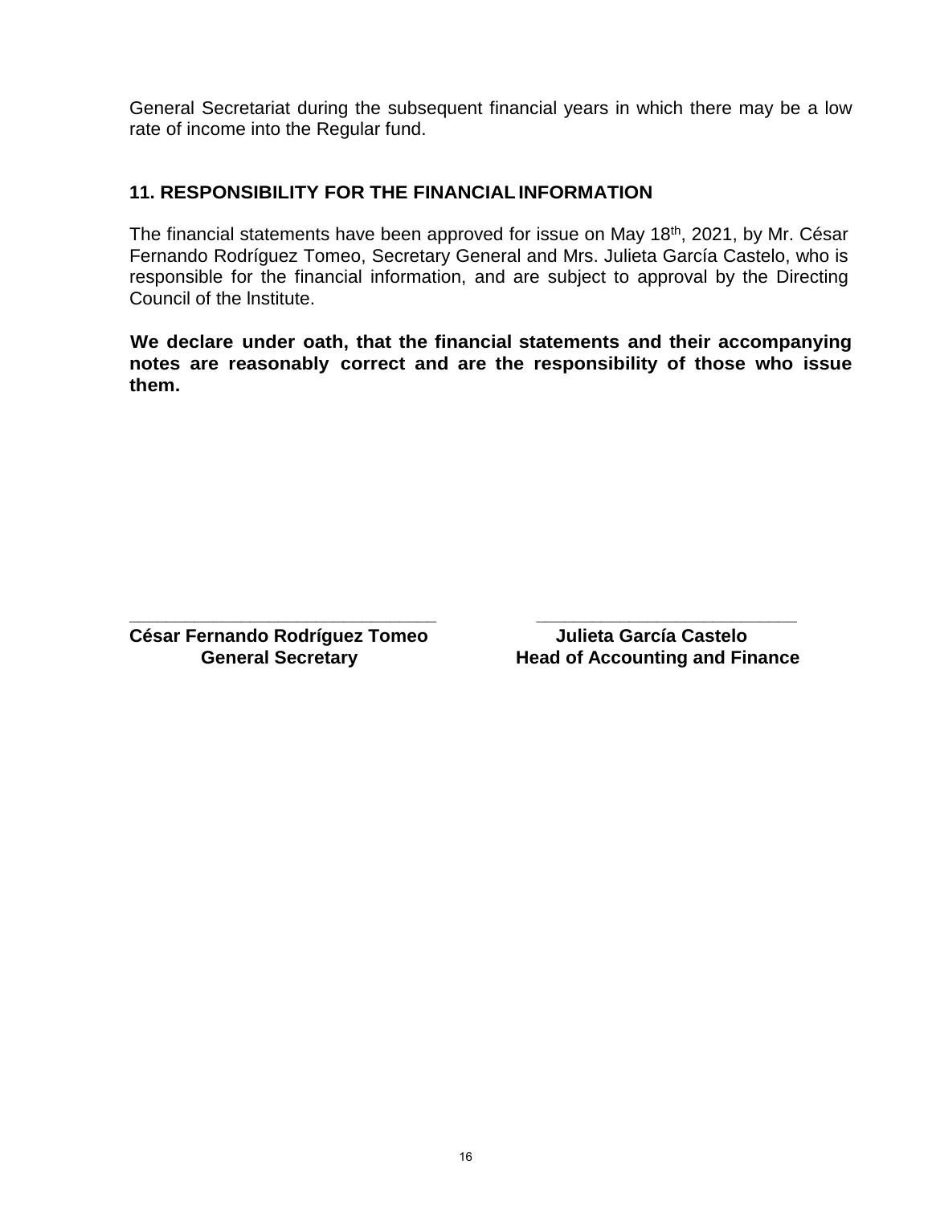General Secretariat during the subsequent financial years in which there may be a low rate of income into the Regular fund.

## 11. RESPONSIBILITY FOR THE FINANCIAL INFORMATION

The financial statements have been approved for issue on May 18th, 2021, by Mr. César Fernando Rodríguez Tomeo, Secretary General and Mrs. Julieta García Castelo, who is responsible for the financial information, and are subject to approval by the Directing Council of the Institute.

**We declare under oath, that the financial statements and their accompanying notes are reasonably correct and are the responsibility of those who issue them.**

| _______________________________ | _______________________________ |
|---|---|
| **César Fernando Rodríguez Tomeo** | **Julieta García Castelo** |
| **General Secretary** | **Head of Accounting and Finance** |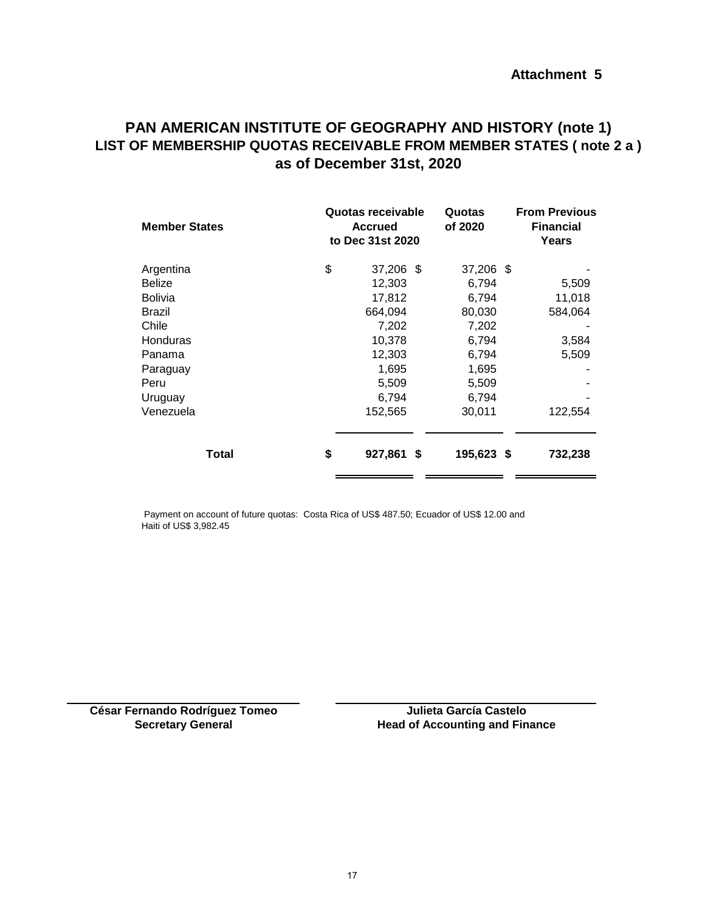**Attachment 5**

# PAN AMERICAN INSTITUTE OF GEOGRAPHY AND HISTORY (note 1)
## LIST OF MEMBERSHIP QUOTAS RECEIVABLE FROM MEMBER STATES ( note 2 a )
## as of December 31st, 2020

| Member States | Quotas receivable Accrued to Dec 31st 2020 | Quotas of 2020 | From Previous Financial Years |
|---|---|---|---|
| Argentina | $ 37,206 | $ 37,206 | $ - |
| Belize | 12,303 | 6,794 | 5,509 |
| Bolivia | 17,812 | 6,794 | 11,018 |
| Brazil | 664,094 | 80,030 | 584,064 |
| Chile | 7,202 | 7,202 | - |
| Honduras | 10,378 | 6,794 | 3,584 |
| Panama | 12,303 | 6,794 | 5,509 |
| Paraguay | 1,695 | 1,695 | - |
| Peru | 5,509 | 5,509 | - |
| Uruguay | 6,794 | 6,794 | - |
| Venezuela | 152,565 | 30,011 | 122,554 |
| **Total** | **$ 927,861** | **$ 195,623** | **$ 732,238** |

Payment on account of future quotas: Costa Rica of US$ 487.50; Ecuador of US$ 12.00 and Haiti of US$ 3,982.45

**César Fernando Rodríguez Tomeo**
**Secretary General**

**Julieta García Castelo**
**Head of Accounting and Finance**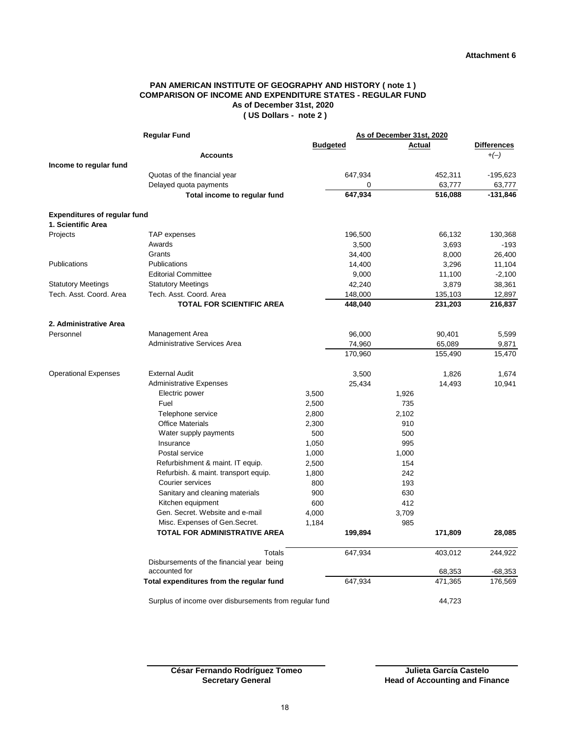**Attachment 6**

**PAN AMERICAN INSTITUTE OF GEOGRAPHY AND HISTORY ( note 1 )**
**COMPARISON OF INCOME AND EXPENDITURE STATES - REGULAR FUND**
**As of December 31st, 2020**
**( US Dollars - note 2 )**

| Regular Fund | | As of December 31st, 2020 | | | | |
|---|---|---|---|---|---|---|
| | | **Budgeted** | | **Actual** | | **Differences** |
| | **Accounts** | | | | | +(–) |
| **Income to regular fund** | | | | | | |
| | Quotas of the financial year | | 647,934 | | 452,311 | -195,623 |
| | Delayed quota payments | | 0 | | 63,777 | 63,777 |
| | **Total income to regular fund** | | **647,934** | | **516,088** | **-131,846** |
| **Expenditures of regular fund** | | | | | | |
| **1. Scientific Area** | | | | | | |
| Projects | TAP expenses | | 196,500 | | 66,132 | 130,368 |
| | Awards | | 3,500 | | 3,693 | -193 |
| | Grants | | 34,400 | | 8,000 | 26,400 |
| Publications | Publications | | 14,400 | | 3,296 | 11,104 |
| | Editorial Committee | | 9,000 | | 11,100 | -2,100 |
| Statutory Meetings | Statutory Meetings | | 42,240 | | 3,879 | 38,361 |
| Tech. Asst. Coord. Area | Tech. Asst. Coord. Area | | 148,000 | | 135,103 | 12,897 |
| | **TOTAL FOR SCIENTIFIC AREA** | | **448,040** | | **231,203** | **216,837** |
| **2. Administrative Area** | | | | | | |
| Personnel | Management Area | | 96,000 | | 90,401 | 5,599 |
| | Administrative Services Area | | 74,960 | | 65,089 | 9,871 |
| | | | 170,960 | | 155,490 | 15,470 |
| Operational Expenses | External Audit | | 3,500 | | 1,826 | 1,674 |
| | Administrative Expenses | | 25,434 | | 14,493 | 10,941 |
| | Electric power | 3,500 | | 1,926 | | |
| | Fuel | 2,500 | | 735 | | |
| | Telephone service | 2,800 | | 2,102 | | |
| | Office Materials | 2,300 | | 910 | | |
| | Water supply payments | 500 | | 500 | | |
| | Insurance | 1,050 | | 995 | | |
| | Postal service | 1,000 | | 1,000 | | |
| | Refurbishment & maint. IT equip. | 2,500 | | 154 | | |
| | Refurbish. & maint. transport equip. | 1,800 | | 242 | | |
| | Courier services | 800 | | 193 | | |
| | Sanitary and cleaning materials | 900 | | 630 | | |
| | Kitchen equipment | 600 | | 412 | | |
| | Gen. Secret. Website and e-mail | 4,000 | | 3,709 | | |
| | Misc. Expenses of Gen.Secret. | 1,184 | | 985 | | |
| | **TOTAL FOR ADMINISTRATIVE AREA** | | **199,894** | | **171,809** | **28,085** |
| | Totals | | 647,934 | | 403,012 | 244,922 |
| | Disbursements of the financial year being accounted for | | | | 68,353 | -68,353 |
| **Total expenditures from the regular fund** | | | 647,934 | | 471,365 | 176,569 |
| | Surplus of income over disbursements from regular fund | | | | 44,723 | |

**César Fernando Rodríguez Tomeo**
**Secretary General**

**Julieta García Castelo**
**Head of Accounting and Finance**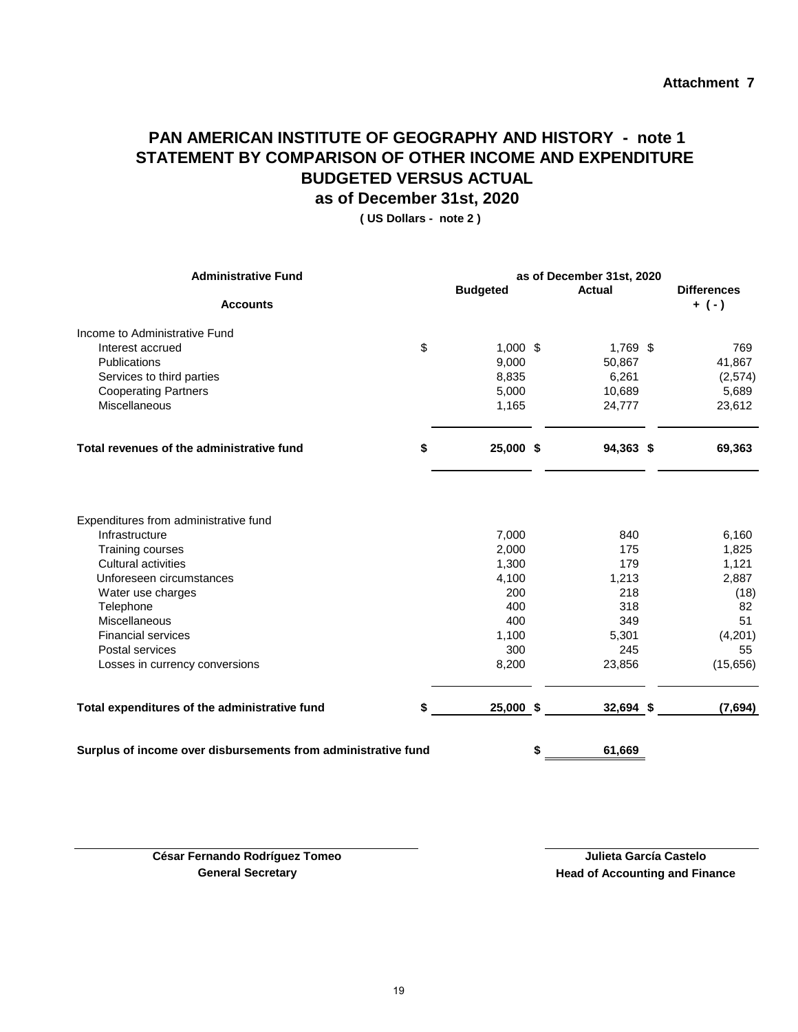Attachment 7

# PAN AMERICAN INSTITUTE OF GEOGRAPHY AND HISTORY - note 1
## STATEMENT BY COMPARISON OF OTHER INCOME AND EXPENDITURE
## BUDGETED VERSUS ACTUAL
## as of December 31st, 2020

**( US Dollars - note 2 )**

| Administrative Fund | as of December 31st, 2020 | | |
|---|---|---|---|
| **Accounts** | **Budgeted** | **Actual** | **Differences + ( - )** |
| Income to Administrative Fund | | | |
| Interest accrued | $ 1,000 | $ 1,769 | $ 769 |
| Publications | 9,000 | 50,867 | 41,867 |
| Services to third parties | 8,835 | 6,261 | (2,574) |
| Cooperating Partners | 5,000 | 10,689 | 5,689 |
| Miscellaneous | 1,165 | 24,777 | 23,612 |
| **Total revenues of the administrative fund** | **$ 25,000** | **$ 94,363** | **$ 69,363** |
| Expenditures from administrative fund | | | |
| Infrastructure | 7,000 | 840 | 6,160 |
| Training courses | 2,000 | 175 | 1,825 |
| Cultural activities | 1,300 | 179 | 1,121 |
| Unforeseen circumstances | 4,100 | 1,213 | 2,887 |
| Water use charges | 200 | 218 | (18) |
| Telephone | 400 | 318 | 82 |
| Miscellaneous | 400 | 349 | 51 |
| Financial services | 1,100 | 5,301 | (4,201) |
| Postal services | 300 | 245 | 55 |
| Losses in currency conversions | 8,200 | 23,856 | (15,656) |
| **Total expenditures of the administrative fund** | **$ 25,000** | **$ 32,694** | **$ (7,694)** |
| **Surplus of income over disbursements from administrative fund** | | **$ 61,669** | |

**César Fernando Rodríguez Tomeo**
**General Secretary**

**Julieta García Castelo**
**Head of Accounting and Finance**